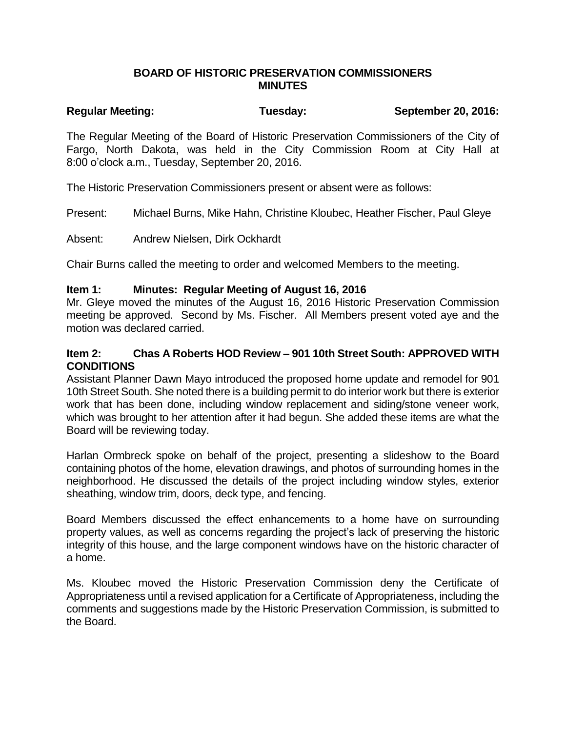# BOARD OF HISTORIC PRESERVATION COMMISSIONERS MINUTES

**Regular Meeting: Tuesday: September 20, 2016:**

The Regular Meeting of the Board of Historic Preservation Commissioners of the City of Fargo, North Dakota, was held in the City Commission Room at City Hall at 8:00 o'clock a.m., Tuesday, September 20, 2016.

The Historic Preservation Commissioners present or absent were as follows:

Present: Michael Burns, Mike Hahn, Christine Kloubec, Heather Fischer, Paul Gleye

Absent: Andrew Nielsen, Dirk Ockhardt

Chair Burns called the meeting to order and welcomed Members to the meeting.

**Item 1: Minutes: Regular Meeting of August 16, 2016**

Mr. Gleye moved the minutes of the August 16, 2016 Historic Preservation Commission meeting be approved. Second by Ms. Fischer. All Members present voted aye and the motion was declared carried.

**Item 2: Chas A Roberts HOD Review – 901 10th Street South: APPROVED WITH CONDITIONS**

Assistant Planner Dawn Mayo introduced the proposed home update and remodel for 901 10th Street South. She noted there is a building permit to do interior work but there is exterior work that has been done, including window replacement and siding/stone veneer work, which was brought to her attention after it had begun. She added these items are what the Board will be reviewing today.

Harlan Ormbreck spoke on behalf of the project, presenting a slideshow to the Board containing photos of the home, elevation drawings, and photos of surrounding homes in the neighborhood. He discussed the details of the project including window styles, exterior sheathing, window trim, doors, deck type, and fencing.

Board Members discussed the effect enhancements to a home have on surrounding property values, as well as concerns regarding the project's lack of preserving the historic integrity of this house, and the large component windows have on the historic character of a home.

Ms. Kloubec moved the Historic Preservation Commission deny the Certificate of Appropriateness until a revised application for a Certificate of Appropriateness, including the comments and suggestions made by the Historic Preservation Commission, is submitted to the Board.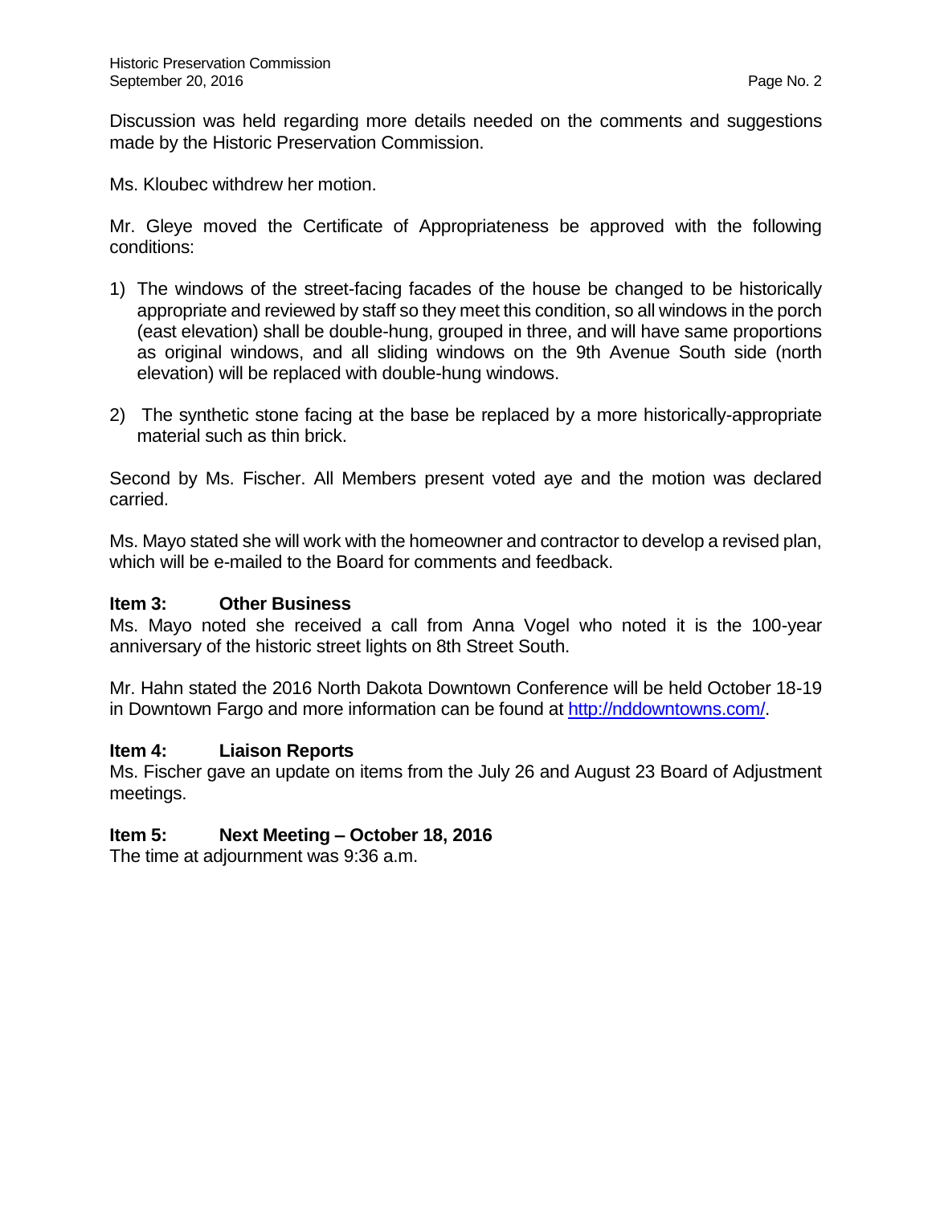Discussion was held regarding more details needed on the comments and suggestions made by the Historic Preservation Commission.

Ms. Kloubec withdrew her motion.

Mr. Gleye moved the Certificate of Appropriateness be approved with the following conditions:

1) The windows of the street-facing facades of the house be changed to be historically appropriate and reviewed by staff so they meet this condition, so all windows in the porch (east elevation) shall be double-hung, grouped in three, and will have same proportions as original windows, and all sliding windows on the 9th Avenue South side (north elevation) will be replaced with double-hung windows.

2) The synthetic stone facing at the base be replaced by a more historically-appropriate material such as thin brick.

Second by Ms. Fischer. All Members present voted aye and the motion was declared carried.

Ms. Mayo stated she will work with the homeowner and contractor to develop a revised plan, which will be e-mailed to the Board for comments and feedback.

**Item 3: Other Business**

Ms. Mayo noted she received a call from Anna Vogel who noted it is the 100-year anniversary of the historic street lights on 8th Street South.

Mr. Hahn stated the 2016 North Dakota Downtown Conference will be held October 18-19 in Downtown Fargo and more information can be found at http://nddowntowns.com/.

**Item 4: Liaison Reports**

Ms. Fischer gave an update on items from the July 26 and August 23 Board of Adjustment meetings.

**Item 5: Next Meeting – October 18, 2016**

The time at adjournment was 9:36 a.m.